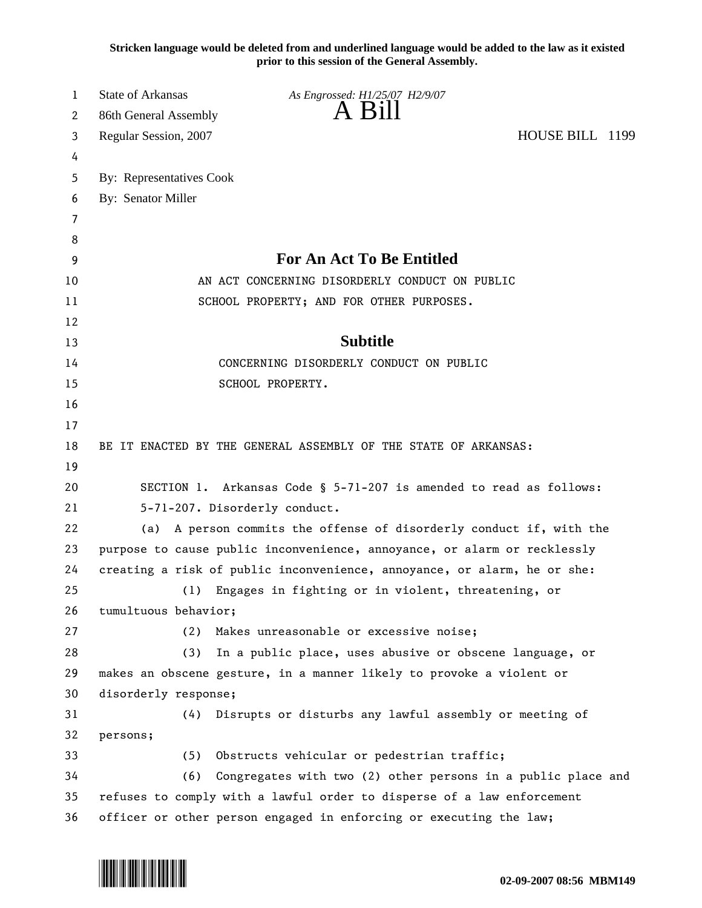Stricken language would be deleted from and underlined language would be added to the law as it existed prior to this session of the General Assembly.

State of Arkansas
86th General Assembly
Regular Session, 2007

*As Engrossed: H1/25/07 H2/9/07*

# A Bill

HOUSE BILL 1199

By: Representatives Cook
By: Senator Miller

## For An Act To Be Entitled

AN ACT CONCERNING DISORDERLY CONDUCT ON PUBLIC SCHOOL PROPERTY; AND FOR OTHER PURPOSES.

## Subtitle

CONCERNING DISORDERLY CONDUCT ON PUBLIC SCHOOL PROPERTY.

BE IT ENACTED BY THE GENERAL ASSEMBLY OF THE STATE OF ARKANSAS:

SECTION 1. Arkansas Code § 5-71-207 is amended to read as follows:

5-71-207. Disorderly conduct.

(a) A person commits the offense of disorderly conduct if, with the purpose to cause public inconvenience, annoyance, or alarm or recklessly creating a risk of public inconvenience, annoyance, or alarm, he or she:

(1) Engages in fighting or in violent, threatening, or tumultuous behavior;

(2) Makes unreasonable or excessive noise;

(3) In a public place, uses abusive or obscene language, or makes an obscene gesture, in a manner likely to provoke a violent or disorderly response;

(4) Disrupts or disturbs any lawful assembly or meeting of persons;

(5) Obstructs vehicular or pedestrian traffic;

(6) Congregates with two (2) other persons in a public place and refuses to comply with a lawful order to disperse of a law enforcement officer or other person engaged in enforcing or executing the law;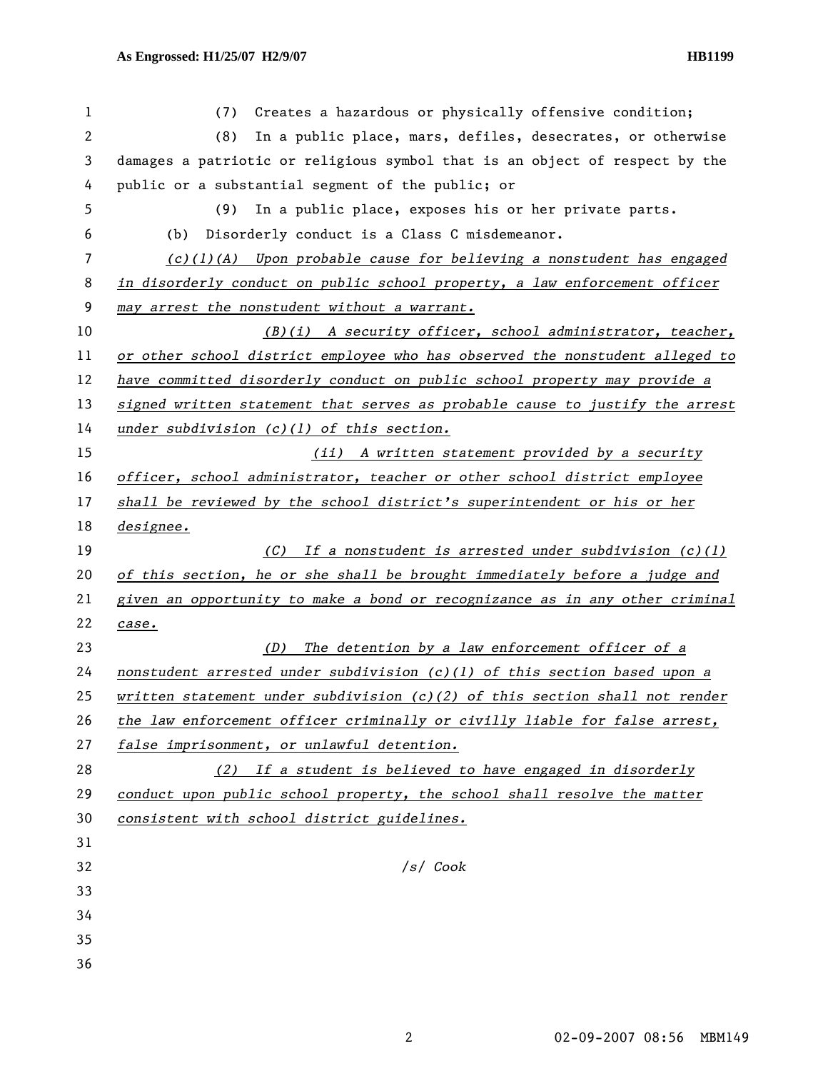(7) Creates a hazardous or physically offensive condition;

(8) In a public place, mars, defiles, desecrates, or otherwise damages a patriotic or religious symbol that is an object of respect by the public or a substantial segment of the public; or

(9) In a public place, exposes his or her private parts.

(b) Disorderly conduct is a Class C misdemeanor.

*(c)(1)(A) Upon probable cause for believing a nonstudent has engaged in disorderly conduct on public school property, a law enforcement officer may arrest the nonstudent without a warrant.*

*(B)(i) A security officer, school administrator, teacher, or other school district employee who has observed the nonstudent alleged to have committed disorderly conduct on public school property may provide a signed written statement that serves as probable cause to justify the arrest under subdivision (c)(1) of this section.*

*(ii) A written statement provided by a security officer, school administrator, teacher or other school district employee shall be reviewed by the school district's superintendent or his or her designee.*

*(C) If a nonstudent is arrested under subdivision (c)(1) of this section, he or she shall be brought immediately before a judge and given an opportunity to make a bond or recognizance as in any other criminal case.*

*(D) The detention by a law enforcement officer of a nonstudent arrested under subdivision (c)(1) of this section based upon a written statement under subdivision (c)(2) of this section shall not render the law enforcement officer criminally or civilly liable for false arrest, false imprisonment, or unlawful detention.*

*(2) If a student is believed to have engaged in disorderly conduct upon public school property, the school shall resolve the matter consistent with school district guidelines.*

*/s/ Cook*